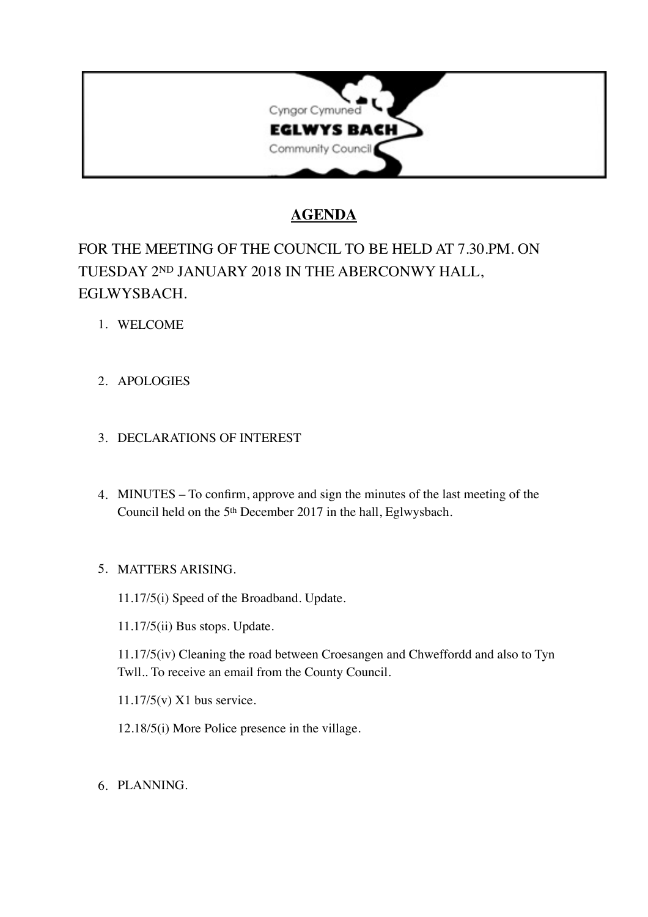Cyngor Cymuned

**EGLWYS BACH**

Community Council

# AGENDA

FOR THE MEETING OF THE COUNCIL TO BE HELD AT 7.30.PM. ON TUESDAY 2ND JANUARY 2018 IN THE ABERCONWY HALL, EGLWYSBACH.

1. WELCOME

2. APOLOGIES

3. DECLARATIONS OF INTEREST

4. MINUTES – To confirm, approve and sign the minutes of the last meeting of the Council held on the 5th December 2017 in the hall, Eglwysbach.

5. MATTERS ARISING.

   11.17/5(i) Speed of the Broadband. Update.

   11.17/5(ii) Bus stops. Update.

   11.17/5(iv) Cleaning the road between Croesangen and Chweffordd and also to Tyn Twll.. To receive an email from the County Council.

   11.17/5(v) X1 bus service.

   12.18/5(i) More Police presence in the village.

6. PLANNING.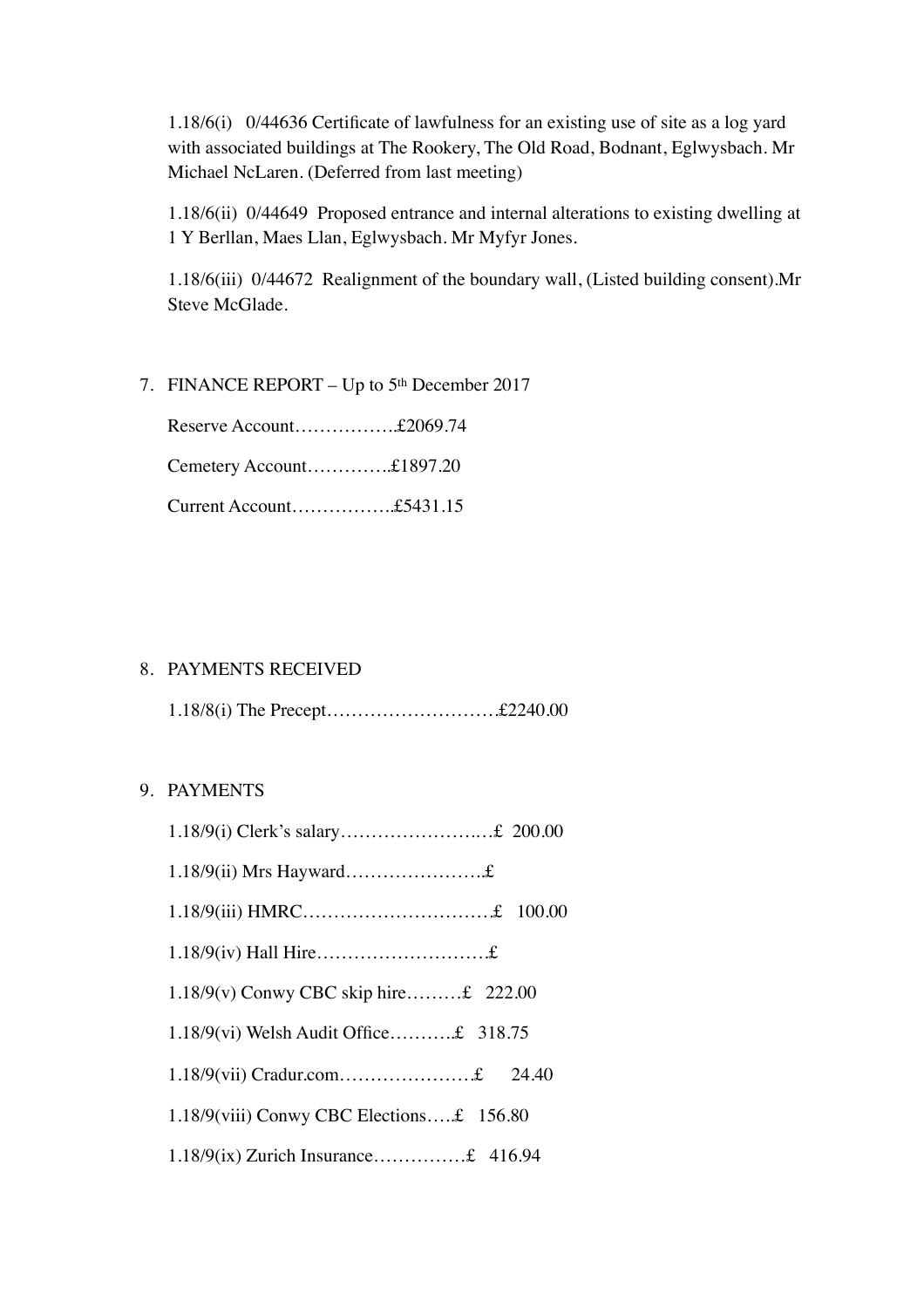1.18/6(i) 0/44636 Certificate of lawfulness for an existing use of site as a log yard with associated buildings at The Rookery, The Old Road, Bodnant, Eglwysbach. Mr Michael NcLaren. (Deferred from last meeting)

1.18/6(ii) 0/44649 Proposed entrance and internal alterations to existing dwelling at 1 Y Berllan, Maes Llan, Eglwysbach. Mr Myfyr Jones.

1.18/6(iii) 0/44672 Realignment of the boundary wall, (Listed building consent).Mr Steve McGlade.

7. FINANCE REPORT – Up to 5th December 2017

   Reserve Account……………..£2069.74

   Cemetery Account…………..£1897.20

   Current Account……………..£5431.15

8. PAYMENTS RECEIVED

   1.18/8(i) The Precept………………………£2240.00

9. PAYMENTS

   1.18/9(i) Clerk's salary…………………..…£ 200.00

   1.18/9(ii) Mrs Hayward…………………..£

   1.18/9(iii) HMRC…………………………£ 100.00

   1.18/9(iv) Hall Hire……………………….£

   1.18/9(v) Conwy CBC skip hire………£ 222.00

   1.18/9(vi) Welsh Audit Office……….£ 318.75

   1.18/9(vii) Cradur.com…………………£ 24.40

   1.18/9(viii) Conwy CBC Elections…..£ 156.80

   1.18/9(ix) Zurich Insurance……………£ 416.94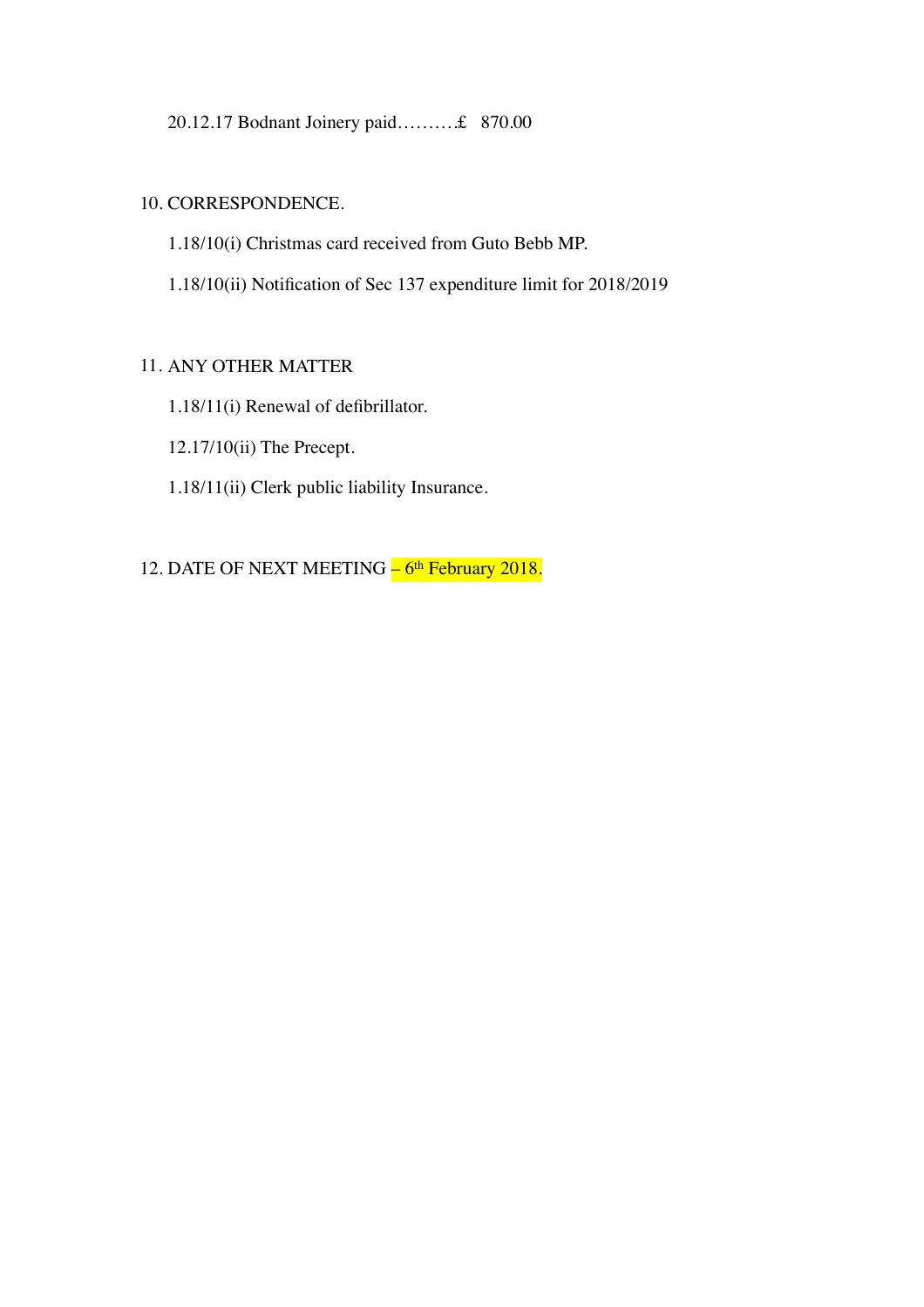20.12.17 Bodnant Joinery paid……….£ 870.00

10. CORRESPONDENCE.

1.18/10(i) Christmas card received from Guto Bebb MP.

1.18/10(ii) Notification of Sec 137 expenditure limit for 2018/2019

11. ANY OTHER MATTER

1.18/11(i) Renewal of defibrillator.

12.17/10(ii) The Precept.

1.18/11(ii) Clerk public liability Insurance.

12. DATE OF NEXT MEETING – 6th February 2018.